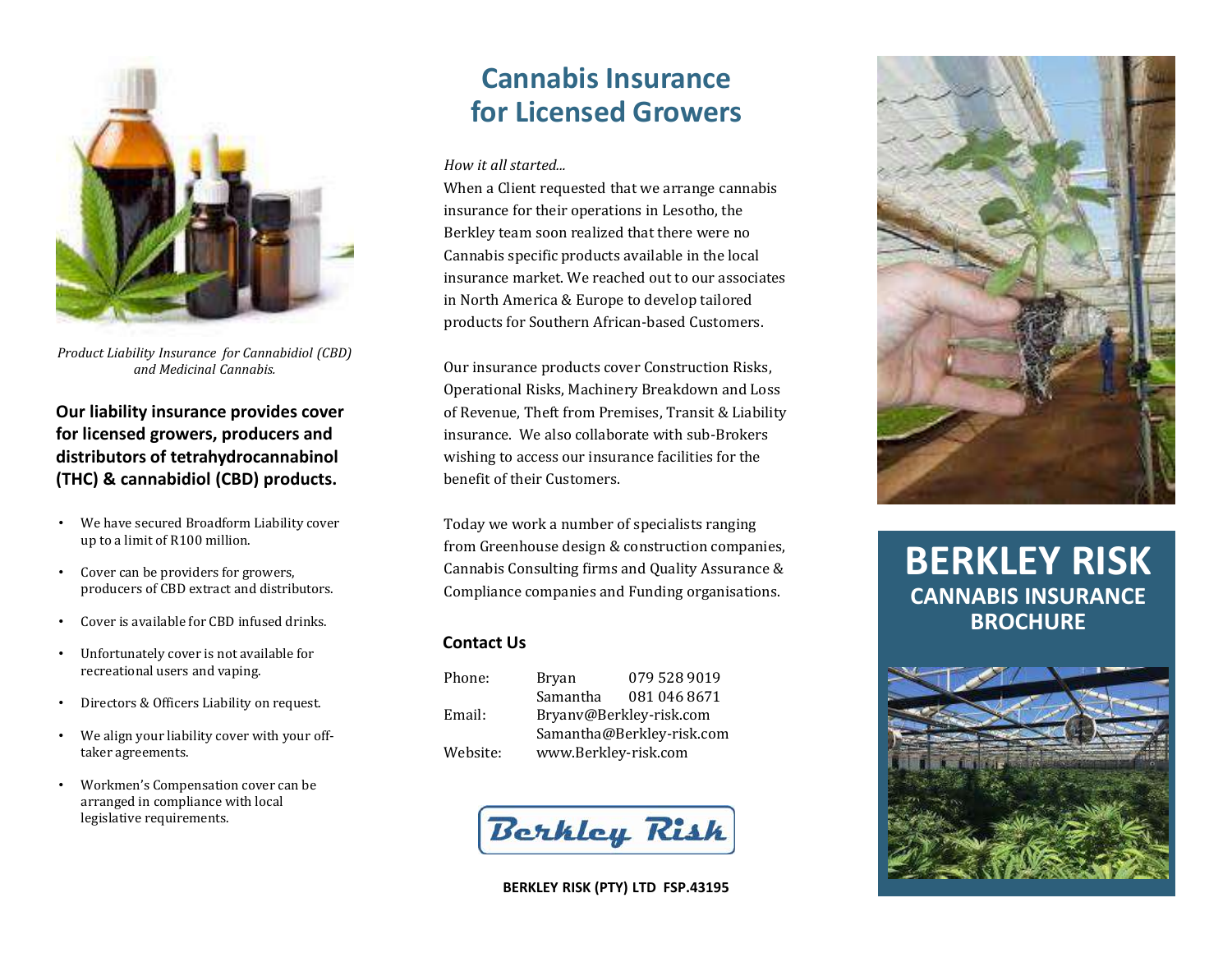*Product Liability Insurance for Cannabidiol (CBD) and Medicinal Cannabis.*

**Our liability insurance provides cover for licensed growers, producers and distributors of tetrahydrocannabinol (THC) & cannabidiol (CBD) products.**

- We have secured Broadform Liability cover up to a limit of R100 million.
- Cover can be providers for growers, producers of CBD extract and distributors.
- Cover is available for CBD infused drinks.
- Unfortunately cover is not available for recreational users and vaping.
- Directors & Officers Liability on request.
- We align your liability cover with your off-taker agreements.
- Workmen's Compensation cover can be arranged in compliance with local legislative requirements.

# Cannabis Insurance for Licensed Growers

*How it all started...*

When a Client requested that we arrange cannabis insurance for their operations in Lesotho, the Berkley team soon realized that there were no Cannabis specific products available in the local insurance market. We reached out to our associates in North America & Europe to develop tailored products for Southern African-based Customers.

Our insurance products cover Construction Risks, Operational Risks, Machinery Breakdown and Loss of Revenue, Theft from Premises, Transit & Liability insurance. We also collaborate with sub-Brokers wishing to access our insurance facilities for the benefit of their Customers.

Today we work a number of specialists ranging from Greenhouse design & construction companies, Cannabis Consulting firms and Quality Assurance & Compliance companies and Funding organisations.

### Contact Us

| | | |
|---|---|---|
| Phone: | Bryan | 079 528 9019 |
| | Samantha | 081 046 8671 |
| Email: | Bryanv@Berkley-risk.com | |
| | Samantha@Berkley-risk.com | |
| Website: | www.Berkley-risk.com | |

Berkley Risk

**BERKLEY RISK (PTY) LTD FSP.43195**

# BERKLEY RISK
## CANNABIS INSURANCE BROCHURE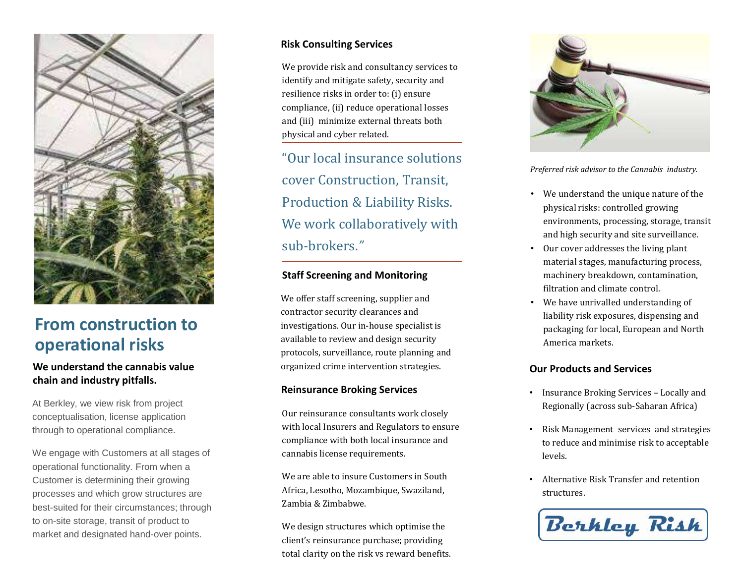## From construction to operational risks

**We understand the cannabis value chain and industry pitfalls.**

At Berkley, we view risk from project conceptualisation, license application through to operational compliance.

We engage with Customers at all stages of operational functionality. From when a Customer is determining their growing processes and which grow structures are best-suited for their circumstances; through to on-site storage, transit of product to market and designated hand-over points.

### Risk Consulting Services

We provide risk and consultancy services to identify and mitigate safety, security and resilience risks in order to: (i) ensure compliance, (ii) reduce operational losses and (iii) minimize external threats both physical and cyber related.

> "Our local insurance solutions cover Construction, Transit, Production & Liability Risks. We work collaboratively with sub-brokers."

### Staff Screening and Monitoring

We offer staff screening, supplier and contractor security clearances and investigations. Our in-house specialist is available to review and design security protocols, surveillance, route planning and organized crime intervention strategies.

### Reinsurance Broking Services

Our reinsurance consultants work closely with local Insurers and Regulators to ensure compliance with both local insurance and cannabis license requirements.

We are able to insure Customers in South Africa, Lesotho, Mozambique, Swaziland, Zambia & Zimbabwe.

We design structures which optimise the client's reinsurance purchase; providing total clarity on the risk vs reward benefits.

*Preferred risk advisor to the Cannabis industry.*

- We understand the unique nature of the physical risks: controlled growing environments, processing, storage, transit and high security and site surveillance.
- Our cover addresses the living plant material stages, manufacturing process, machinery breakdown, contamination, filtration and climate control.
- We have unrivalled understanding of liability risk exposures, dispensing and packaging for local, European and North America markets.

### Our Products and Services

- Insurance Broking Services – Locally and Regionally (across sub-Saharan Africa)
- Risk Management services and strategies to reduce and minimise risk to acceptable levels.
- Alternative Risk Transfer and retention structures.

Berkley Risk